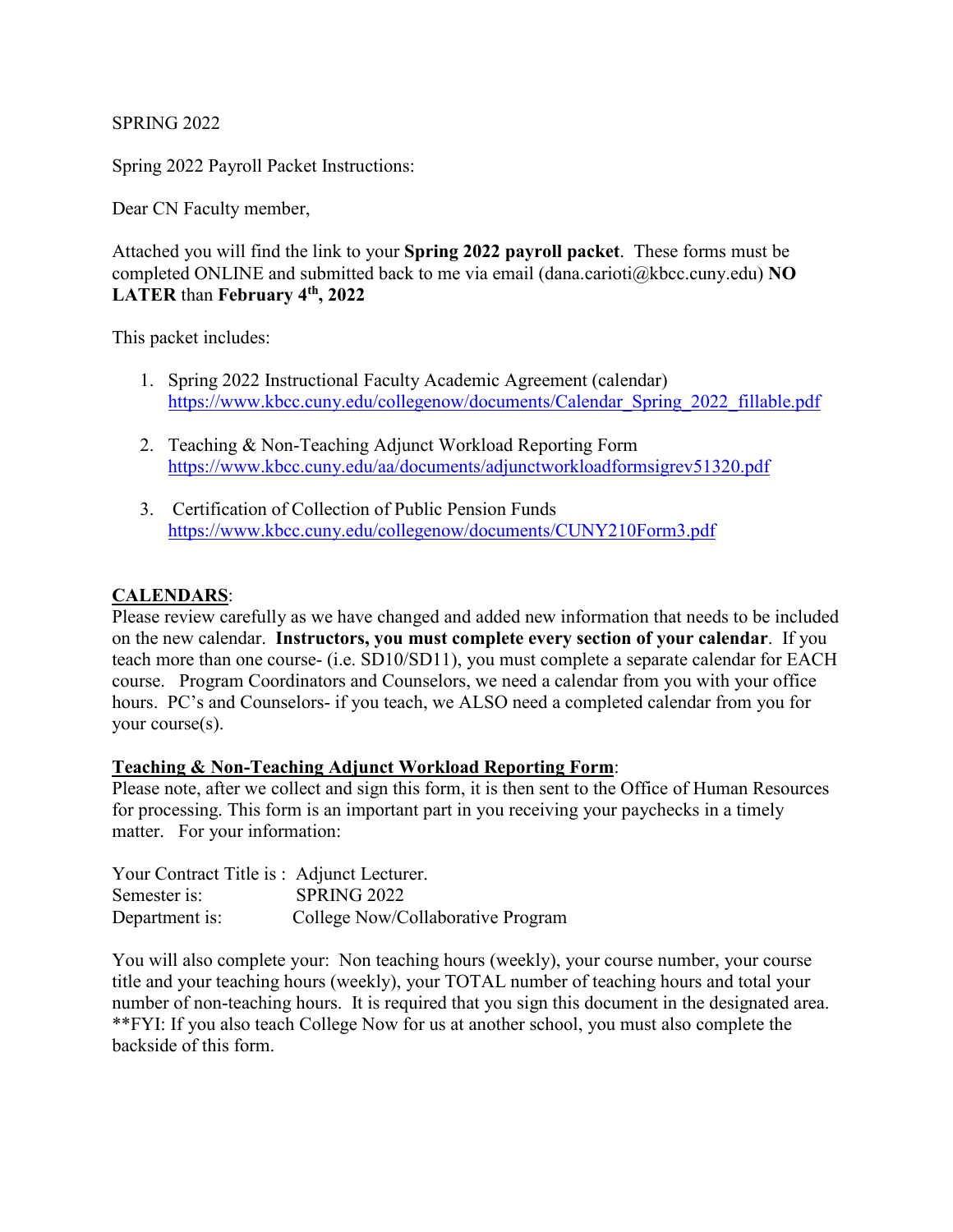SPRING 2022

Spring 2022 Payroll Packet Instructions:

Dear CN Faculty member,

Attached you will find the link to your **Spring 2022 payroll packet**. These forms must be completed ONLINE and submitted back to me via email (dana.carioti@kbcc.cuny.edu) **NO LATER** than **February 4th, 2022**

This packet includes:

1. Spring 2022 Instructional Faculty Academic Agreement (calendar)
   https://www.kbcc.cuny.edu/collegenow/documents/Calendar_Spring_2022_fillable.pdf

2. Teaching & Non-Teaching Adjunct Workload Reporting Form
   https://www.kbcc.cuny.edu/aa/documents/adjunctworkloadformsigrev51320.pdf

3. Certification of Collection of Public Pension Funds
   https://www.kbcc.cuny.edu/collegenow/documents/CUNY210Form3.pdf

**CALENDARS**:
Please review carefully as we have changed and added new information that needs to be included on the new calendar. **Instructors, you must complete every section of your calendar**. If you teach more than one course- (i.e. SD10/SD11), you must complete a separate calendar for EACH course. Program Coordinators and Counselors, we need a calendar from you with your office hours. PC's and Counselors- if you teach, we ALSO need a completed calendar from you for your course(s).

**Teaching & Non-Teaching Adjunct Workload Reporting Form**:
Please note, after we collect and sign this form, it is then sent to the Office of Human Resources for processing. This form is an important part in you receiving your paychecks in a timely matter. For your information:

Your Contract Title is : Adjunct Lecturer.
Semester is: SPRING 2022
Department is: College Now/Collaborative Program

You will also complete your: Non teaching hours (weekly), your course number, your course title and your teaching hours (weekly), your TOTAL number of teaching hours and total your number of non-teaching hours. It is required that you sign this document in the designated area.
**FYI: If you also teach College Now for us at another school, you must also complete the backside of this form.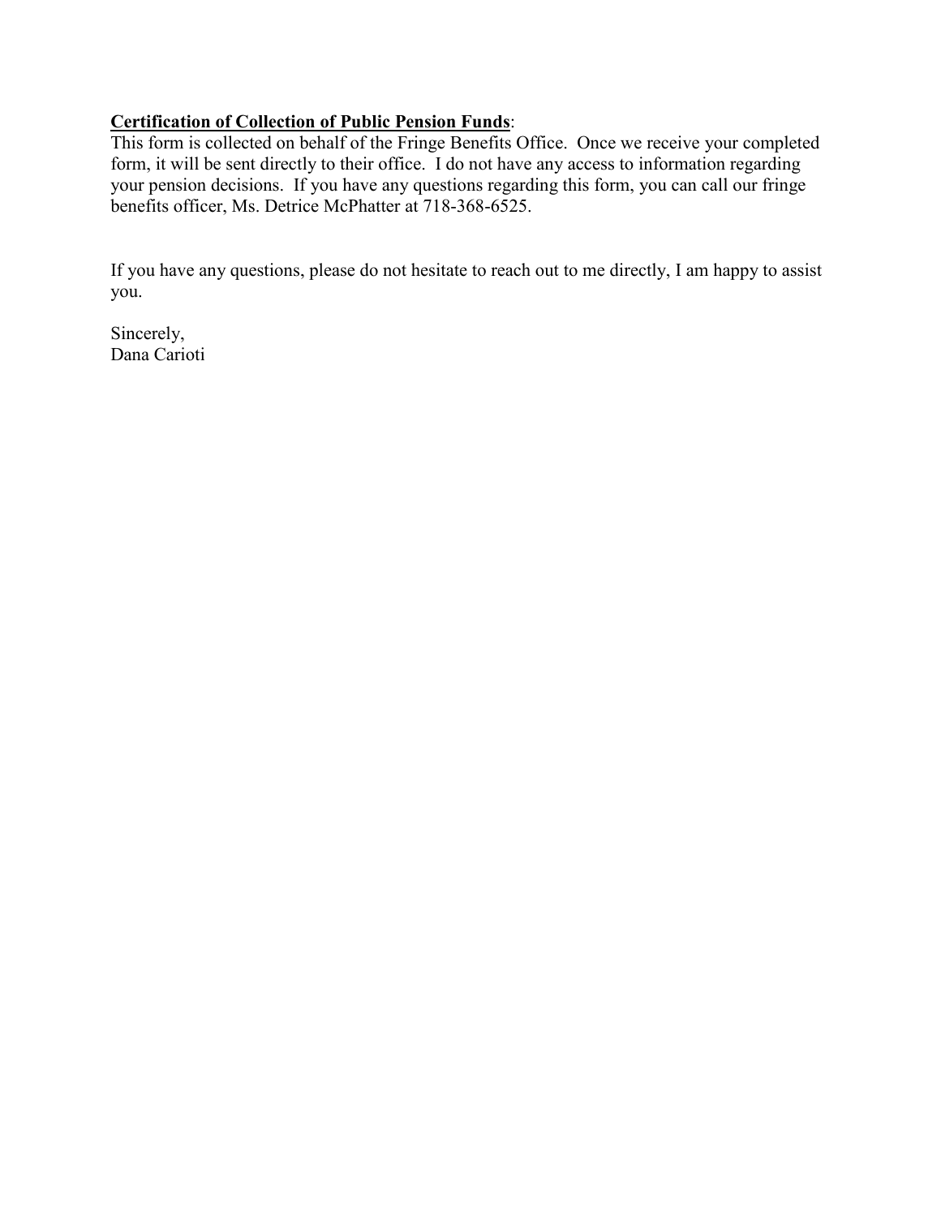**<u>Certification of Collection of Public Pension Funds</u>**:
This form is collected on behalf of the Fringe Benefits Office. Once we receive your completed form, it will be sent directly to their office. I do not have any access to information regarding your pension decisions. If you have any questions regarding this form, you can call our fringe benefits officer, Ms. Detrice McPhatter at 718-368-6525.

If you have any questions, please do not hesitate to reach out to me directly, I am happy to assist you.

Sincerely,
Dana Carioti